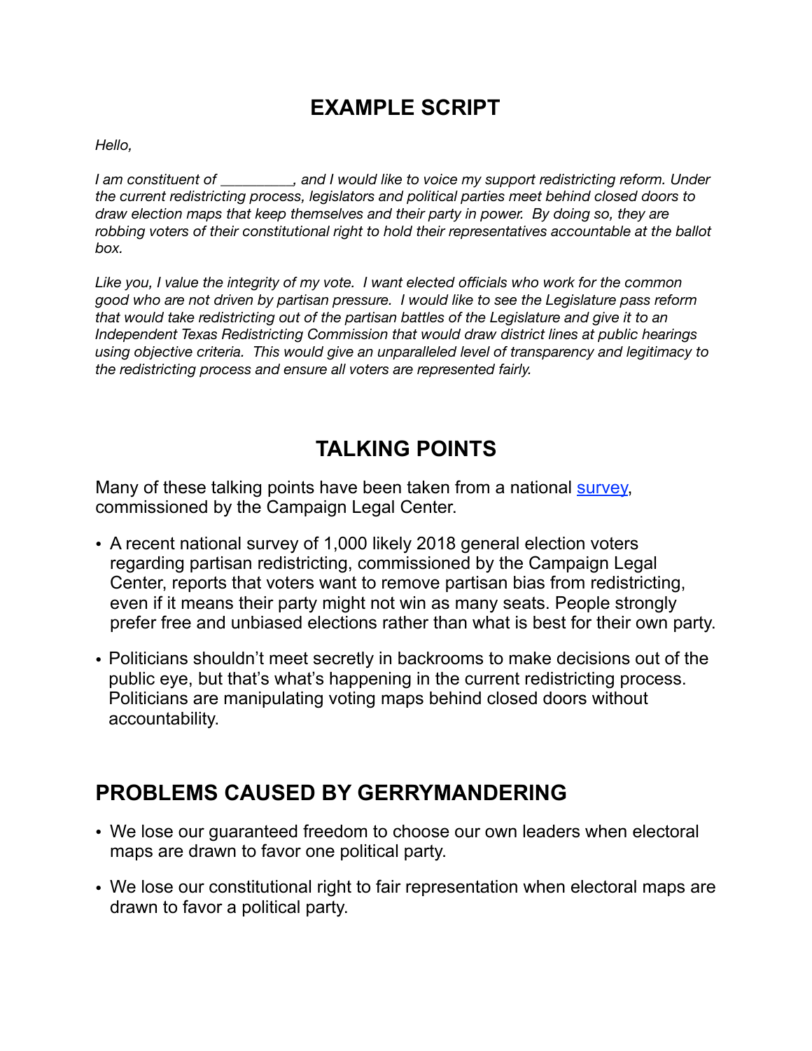# EXAMPLE SCRIPT

*Hello,*

*I am constituent of __________, and I would like to voice my support redistricting reform. Under the current redistricting process, legislators and political parties meet behind closed doors to draw election maps that keep themselves and their party in power. By doing so, they are robbing voters of their constitutional right to hold their representatives accountable at the ballot box.*

*Like you, I value the integrity of my vote. I want elected officials who work for the common good who are not driven by partisan pressure. I would like to see the Legislature pass reform that would take redistricting out of the partisan battles of the Legislature and give it to an Independent Texas Redistricting Commission that would draw district lines at public hearings using objective criteria. This would give an unparalleled level of transparency and legitimacy to the redistricting process and ensure all voters are represented fairly.*

# TALKING POINTS

Many of these talking points have been taken from a national survey, commissioned by the Campaign Legal Center.

- A recent national survey of 1,000 likely 2018 general election voters regarding partisan redistricting, commissioned by the Campaign Legal Center, reports that voters want to remove partisan bias from redistricting, even if it means their party might not win as many seats. People strongly prefer free and unbiased elections rather than what is best for their own party.
- Politicians shouldn't meet secretly in backrooms to make decisions out of the public eye, but that's what's happening in the current redistricting process. Politicians are manipulating voting maps behind closed doors without accountability.

## PROBLEMS CAUSED BY GERRYMANDERING

- We lose our guaranteed freedom to choose our own leaders when electoral maps are drawn to favor one political party.
- We lose our constitutional right to fair representation when electoral maps are drawn to favor a political party.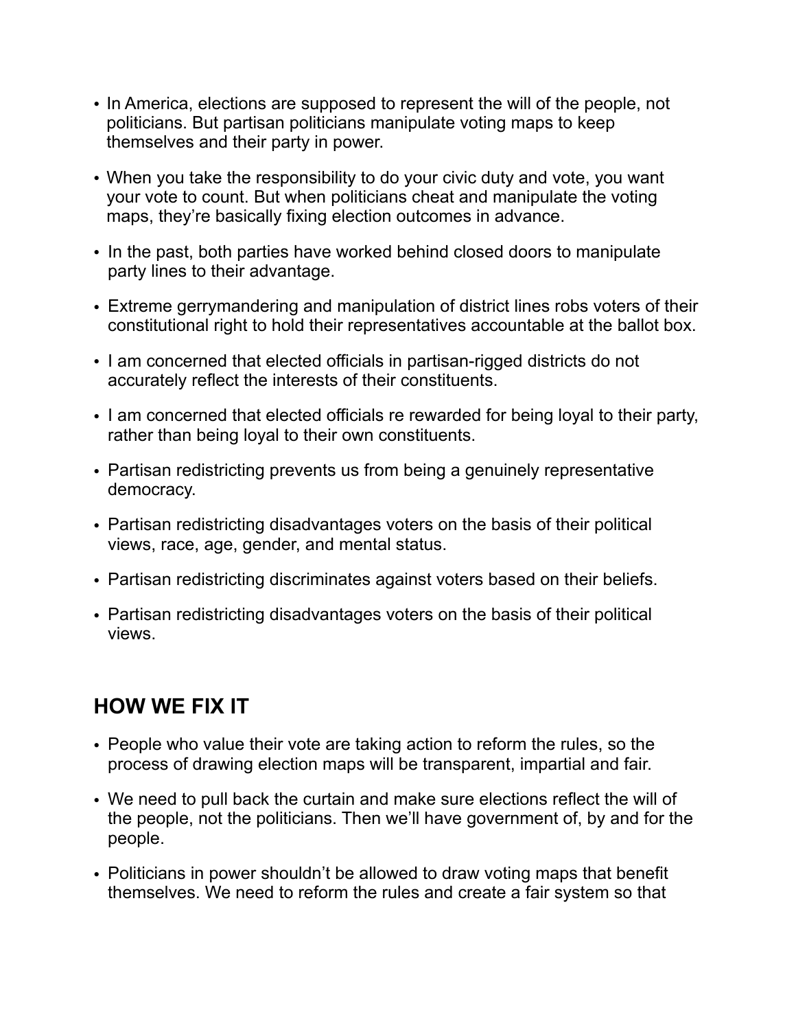- In America, elections are supposed to represent the will of the people, not politicians. But partisan politicians manipulate voting maps to keep themselves and their party in power.
- When you take the responsibility to do your civic duty and vote, you want your vote to count. But when politicians cheat and manipulate the voting maps, they're basically fixing election outcomes in advance.
- In the past, both parties have worked behind closed doors to manipulate party lines to their advantage.
- Extreme gerrymandering and manipulation of district lines robs voters of their constitutional right to hold their representatives accountable at the ballot box.
- I am concerned that elected officials in partisan-rigged districts do not accurately reflect the interests of their constituents.
- I am concerned that elected officials re rewarded for being loyal to their party, rather than being loyal to their own constituents.
- Partisan redistricting prevents us from being a genuinely representative democracy.
- Partisan redistricting disadvantages voters on the basis of their political views, race, age, gender, and mental status.
- Partisan redistricting discriminates against voters based on their beliefs.
- Partisan redistricting disadvantages voters on the basis of their political views.

## HOW WE FIX IT

- People who value their vote are taking action to reform the rules, so the process of drawing election maps will be transparent, impartial and fair.
- We need to pull back the curtain and make sure elections reflect the will of the people, not the politicians. Then we'll have government of, by and for the people.
- Politicians in power shouldn't be allowed to draw voting maps that benefit themselves. We need to reform the rules and create a fair system so that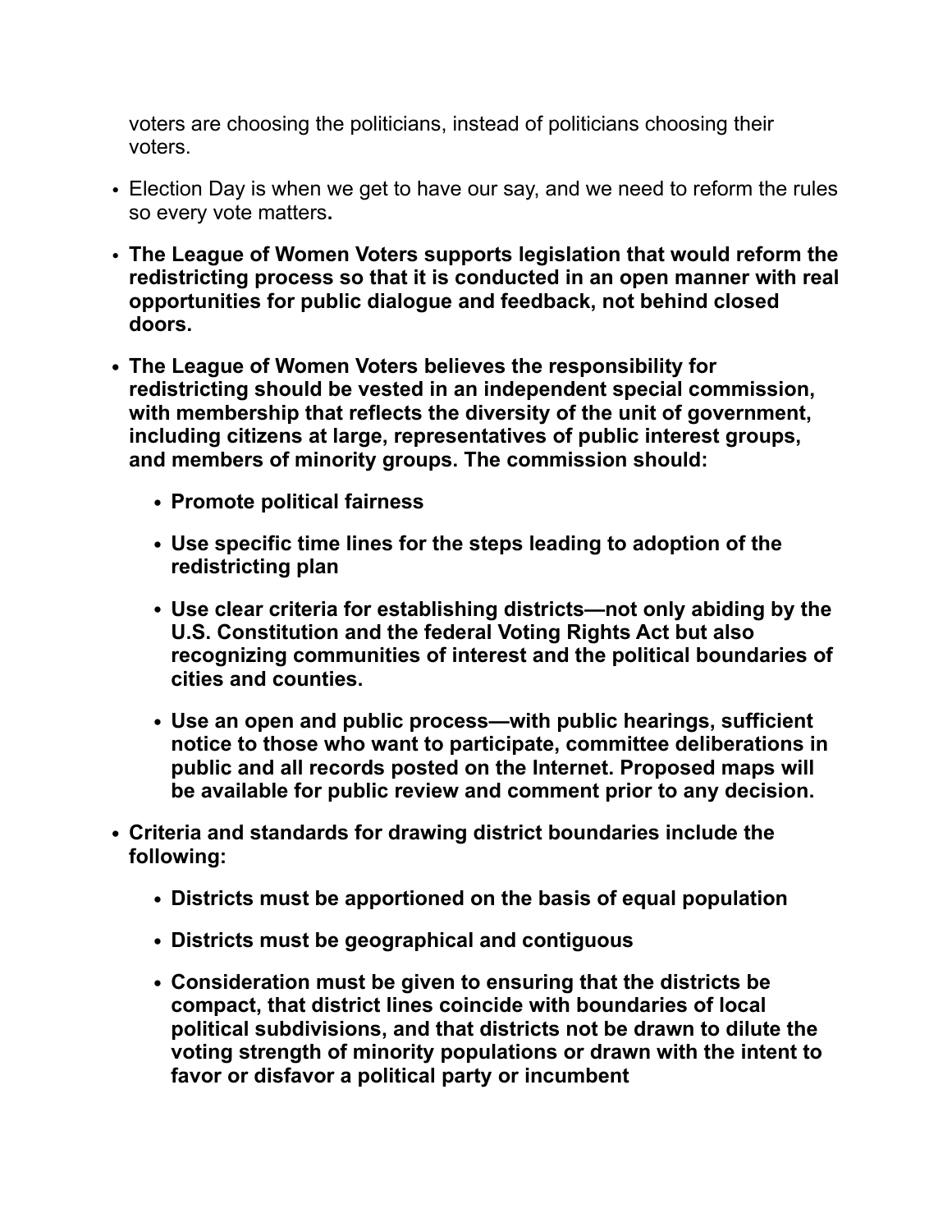voters are choosing the politicians, instead of politicians choosing their voters.

- Election Day is when we get to have our say, and we need to reform the rules so every vote matters**.**
- **The League of Women Voters supports legislation that would reform the redistricting process so that it is conducted in an open manner with real opportunities for public dialogue and feedback, not behind closed doors.**
- **The League of Women Voters believes the responsibility for redistricting should be vested in an independent special commission, with membership that reflects the diversity of the unit of government, including citizens at large, representatives of public interest groups, and members of minority groups. The commission should:**
  - **Promote political fairness**
  - **Use specific time lines for the steps leading to adoption of the redistricting plan**
  - **Use clear criteria for establishing districts—not only abiding by the U.S. Constitution and the federal Voting Rights Act but also recognizing communities of interest and the political boundaries of cities and counties.**
  - **Use an open and public process—with public hearings, sufficient notice to those who want to participate, committee deliberations in public and all records posted on the Internet. Proposed maps will be available for public review and comment prior to any decision.**
- **Criteria and standards for drawing district boundaries include the following:**
  - **Districts must be apportioned on the basis of equal population**
  - **Districts must be geographical and contiguous**
  - **Consideration must be given to ensuring that the districts be compact, that district lines coincide with boundaries of local political subdivisions, and that districts not be drawn to dilute the voting strength of minority populations or drawn with the intent to favor or disfavor a political party or incumbent**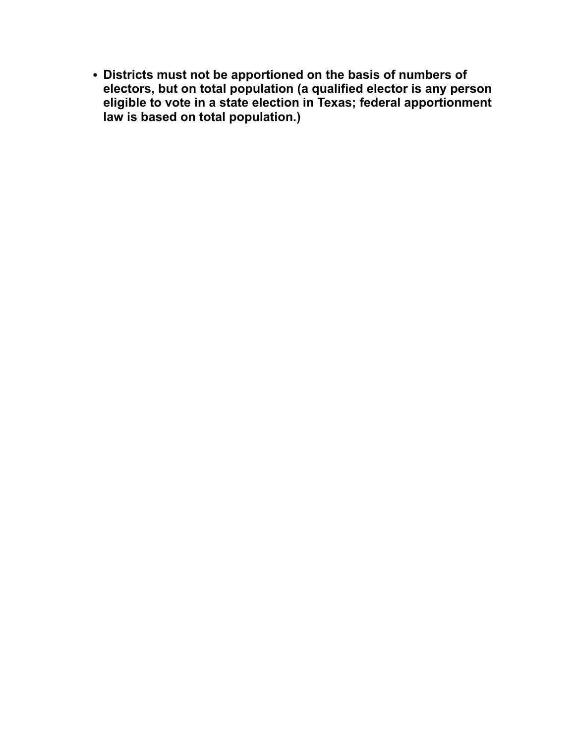- **Districts must not be apportioned on the basis of numbers of electors, but on total population (a qualified elector is any person eligible to vote in a state election in Texas; federal apportionment law is based on total population.)**